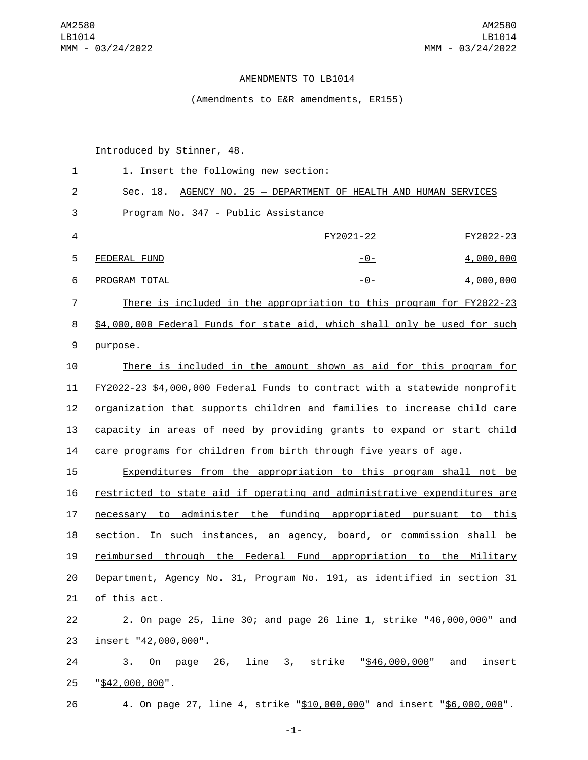# AMENDMENTS TO LB1014

(Amendments to E&R amendments, ER155)

Introduced by Stinner, 48.

1. Insert the following new section:

Sec. 18. AGENCY NO. 25 — DEPARTMENT OF HEALTH AND HUMAN SERVICES

Program No. 347 - Public Assistance

| | FY2021-22 | FY2022-23 |
|---|---|---|
| FEDERAL FUND | -0- | 4,000,000 |
| PROGRAM TOTAL | -0- | 4,000,000 |

There is included in the appropriation to this program for FY2022-23 $4,000,000 Federal Funds for state aid, which shall only be used for such purpose.

There is included in the amount shown as aid for this program for FY2022-23 $4,000,000 Federal Funds to contract with a statewide nonprofit organization that supports children and families to increase child care capacity in areas of need by providing grants to expand or start child care programs for children from birth through five years of age.

Expenditures from the appropriation to this program shall not be restricted to state aid if operating and administrative expenditures are necessary to administer the funding appropriated pursuant to this section. In such instances, an agency, board, or commission shall be reimbursed through the Federal Fund appropriation to the Military Department, Agency No. 31, Program No. 191, as identified in section 31 of this act.

2. On page 25, line 30; and page 26 line 1, strike "46,000,000" and insert "42,000,000".

3. On page 26, line 3, strike "$46,000,000" and insert "$42,000,000".

4. On page 27, line 4, strike "$10,000,000" and insert "$6,000,000".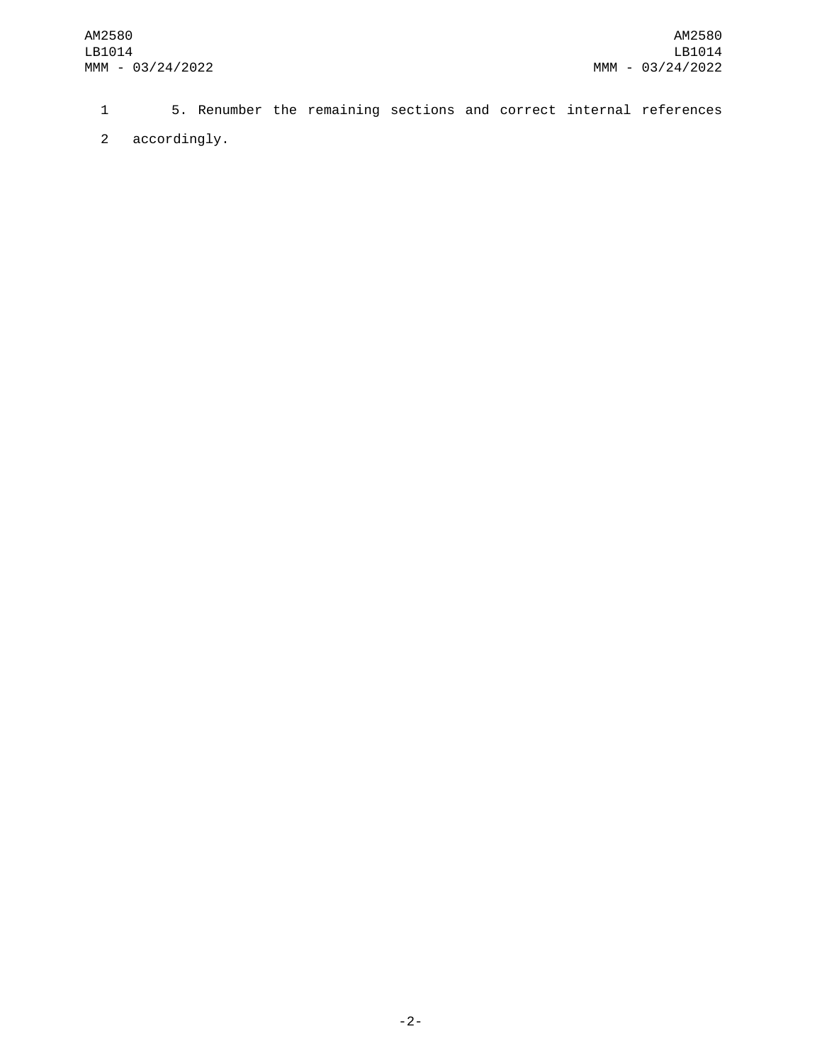5. Renumber the remaining sections and correct internal references accordingly.